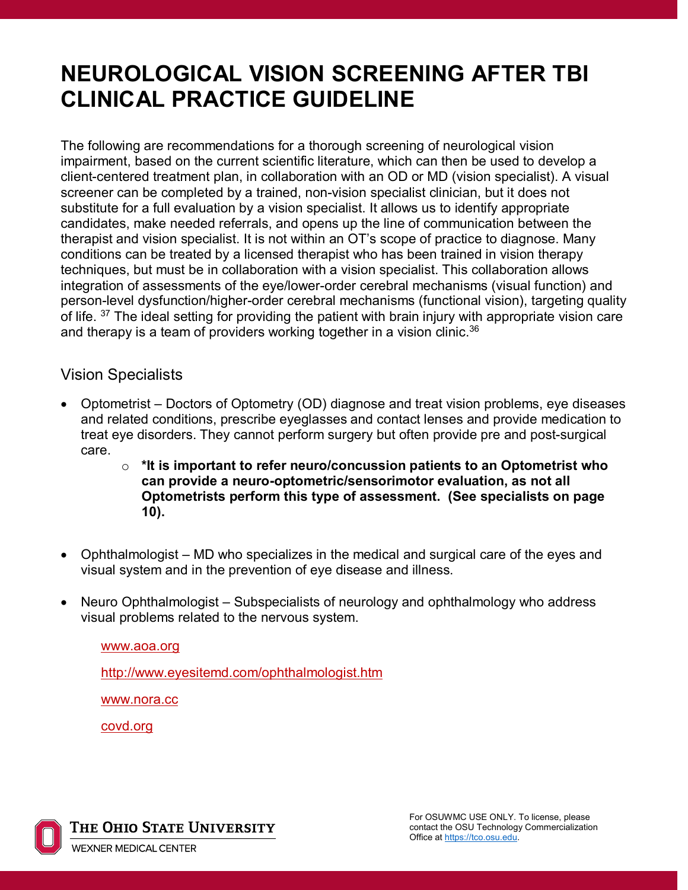# NEUROLOGICAL VISION SCREENING AFTER TBI CLINICAL PRACTICE GUIDELINE

The following are recommendations for a thorough screening of neurological vision impairment, based on the current scientific literature, which can then be used to develop a client-centered treatment plan, in collaboration with an OD or MD (vision specialist). A visual screener can be completed by a trained, non-vision specialist clinician, but it does not substitute for a full evaluation by a vision specialist. It allows us to identify appropriate candidates, make needed referrals, and opens up the line of communication between the therapist and vision specialist. It is not within an OT's scope of practice to diagnose. Many conditions can be treated by a licensed therapist who has been trained in vision therapy techniques, but must be in collaboration with a vision specialist. This collaboration allows integration of assessments of the eye/lower-order cerebral mechanisms (visual function) and person-level dysfunction/higher-order cerebral mechanisms (functional vision), targeting quality of life. [37] The ideal setting for providing the patient with brain injury with appropriate vision care and therapy is a team of providers working together in a vision clinic.[36]

## Vision Specialists

- Optometrist – Doctors of Optometry (OD) diagnose and treat vision problems, eye diseases and related conditions, prescribe eyeglasses and contact lenses and provide medication to treat eye disorders. They cannot perform surgery but often provide pre and post-surgical care.
    - ***It is important to refer neuro/concussion patients to an Optometrist who can provide a neuro-optometric/sensorimotor evaluation, as not all Optometrists perform this type of assessment. (See specialists on page 10).**
- Ophthalmologist – MD who specializes in the medical and surgical care of the eyes and visual system and in the prevention of eye disease and illness.
- Neuro Ophthalmologist – Subspecialists of neurology and ophthalmology who address visual problems related to the nervous system.

www.aoa.org

http://www.eyesitemd.com/ophthalmologist.htm

www.nora.cc

covd.org

For OSUWMC USE ONLY. To license, please contact the OSU Technology Commercialization Office at https://tco.osu.edu.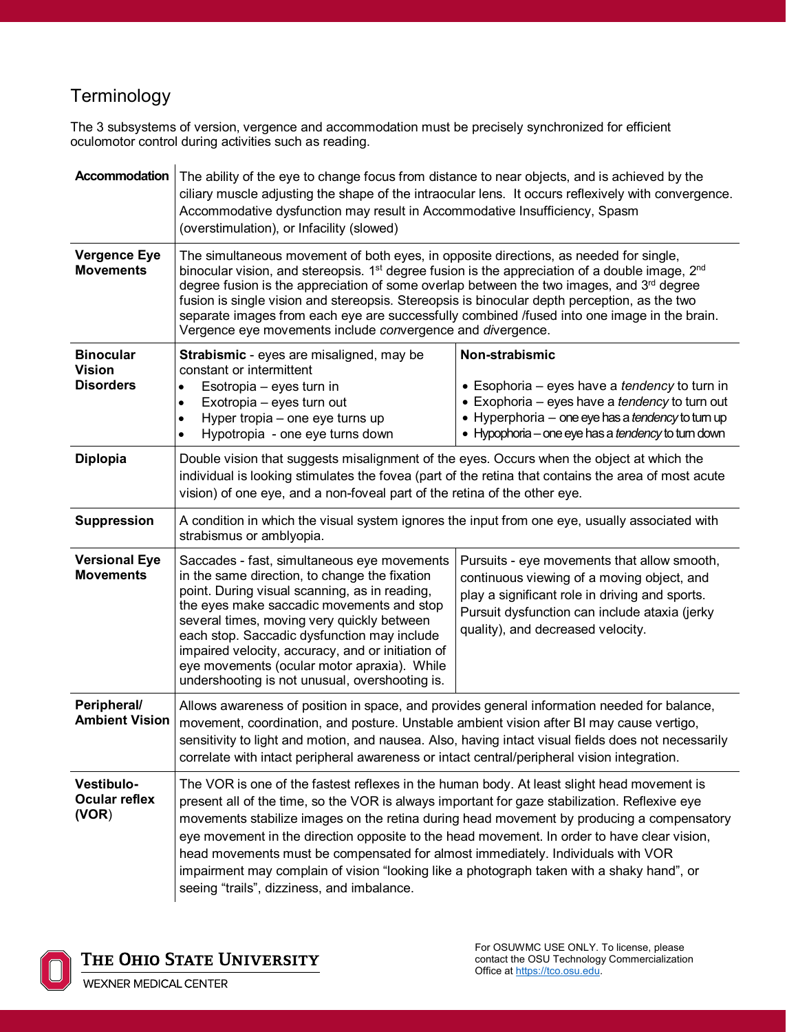## Terminology

The 3 subsystems of version, vergence and accommodation must be precisely synchronized for efficient oculomotor control during activities such as reading.

| | | |
|---|---|---|
| **Accommodation** | The ability of the eye to change focus from distance to near objects, and is achieved by the ciliary muscle adjusting the shape of the intraocular lens. It occurs reflexively with convergence. Accommodative dysfunction may result in Accommodative Insufficiency, Spasm (overstimulation), or Infacility (slowed) | |
| **Vergence Eye Movements** | The simultaneous movement of both eyes, in opposite directions, as needed for single, binocular vision, and stereopsis. 1st degree fusion is the appreciation of a double image, 2nd degree fusion is the appreciation of some overlap between the two images, and 3rd degree fusion is single vision and stereopsis. Stereopsis is binocular depth perception, as the two separate images from each eye are successfully combined /fused into one image in the brain. Vergence eye movements include *con*vergence and *di*vergence. | |
| **Binocular Vision Disorders** | **Strabismic** - eyes are misaligned, may be constant or intermittent<br>• Esotropia – eyes turn in<br>• Exotropia – eyes turn out<br>• Hyper tropia – one eye turns up<br>• Hypotropia - one eye turns down | **Non-strabismic**<br>• Esophoria – eyes have a *tendency* to turn in<br>• Exophoria – eyes have a *tendency* to turn out<br>• Hyperphoria – one eye has a *tendency* to turn up<br>• Hypophoria – one eye has a *tendency* to turn down |
| **Diplopia** | Double vision that suggests misalignment of the eyes. Occurs when the object at which the individual is looking stimulates the fovea (part of the retina that contains the area of most acute vision) of one eye, and a non-foveal part of the retina of the other eye. | |
| **Suppression** | A condition in which the visual system ignores the input from one eye, usually associated with strabismus or amblyopia. | |
| **Versional Eye Movements** | Saccades - fast, simultaneous eye movements in the same direction, to change the fixation point. During visual scanning, as in reading, the eyes make saccadic movements and stop several times, moving very quickly between each stop. Saccadic dysfunction may include impaired velocity, accuracy, and or initiation of eye movements (ocular motor apraxia). While undershooting is not unusual, overshooting is. | Pursuits - eye movements that allow smooth, continuous viewing of a moving object, and play a significant role in driving and sports. Pursuit dysfunction can include ataxia (jerky quality), and decreased velocity. |
| **Peripheral/ Ambient Vision** | Allows awareness of position in space, and provides general information needed for balance, movement, coordination, and posture. Unstable ambient vision after BI may cause vertigo, sensitivity to light and motion, and nausea. Also, having intact visual fields does not necessarily correlate with intact peripheral awareness or intact central/peripheral vision integration. | |
| **Vestibulo-Ocular reflex (VOR)** | The VOR is one of the fastest reflexes in the human body. At least slight head movement is present all of the time, so the VOR is always important for gaze stabilization. Reflexive eye movements stabilize images on the retina during head movement by producing a compensatory eye movement in the direction opposite to the head movement. In order to have clear vision, head movements must be compensated for almost immediately. Individuals with VOR impairment may complain of vision "looking like a photograph taken with a shaky hand", or seeing "trails", dizziness, and imbalance. | |

For OSUWMC USE ONLY. To license, please contact the OSU Technology Commercialization Office at https://tco.osu.edu.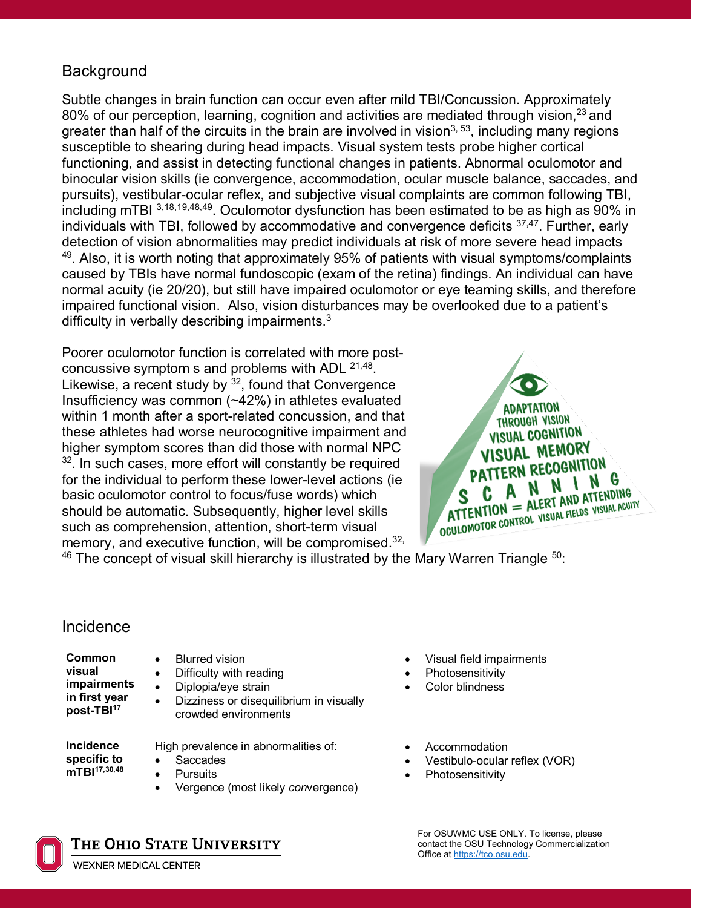## Background

Subtle changes in brain function can occur even after mild TBI/Concussion. Approximately 80% of our perception, learning, cognition and activities are mediated through vision,[23] and greater than half of the circuits in the brain are involved in vision[3, 53], including many regions susceptible to shearing during head impacts. Visual system tests probe higher cortical functioning, and assist in detecting functional changes in patients. Abnormal oculomotor and binocular vision skills (ie convergence, accommodation, ocular muscle balance, saccades, and pursuits), vestibular-ocular reflex, and subjective visual complaints are common following TBI, including mTBI [3,18,19,48,49]. Oculomotor dysfunction has been estimated to be as high as 90% in individuals with TBI, followed by accommodative and convergence deficits [37,47]. Further, early detection of vision abnormalities may predict individuals at risk of more severe head impacts [49]. Also, it is worth noting that approximately 95% of patients with visual symptoms/complaints caused by TBIs have normal fundoscopic (exam of the retina) findings. An individual can have normal acuity (ie 20/20), but still have impaired oculomotor or eye teaming skills, and therefore impaired functional vision. Also, vision disturbances may be overlooked due to a patient's difficulty in verbally describing impairments.[3]

Poorer oculomotor function is correlated with more post-concussive symptom s and problems with ADL [21,48]. Likewise, a recent study by [32], found that Convergence Insufficiency was common (~42%) in athletes evaluated within 1 month after a sport-related concussion, and that these athletes had worse neurocognitive impairment and higher symptom scores than did those with normal NPC [32]. In such cases, more effort will constantly be required for the individual to perform these lower-level actions (ie basic oculomotor control to focus/fuse words) which should be automatic. Subsequently, higher level skills such as comprehension, attention, short-term visual memory, and executive function, will be compromised.[32, 46] The concept of visual skill hierarchy is illustrated by the Mary Warren Triangle [50]:

## Incidence

| | | |
|---|---|---|
| **Common visual impairments in first year post-TBI[17]** | • Blurred vision<br>• Difficulty with reading<br>• Diplopia/eye strain<br>• Dizziness or disequilibrium in visually crowded environments | • Visual field impairments<br>• Photosensitivity<br>• Color blindness |
| **Incidence specific to mTBI[17,30,48]** | High prevalence in abnormalities of:<br>• Saccades<br>• Pursuits<br>• Vergence (most likely *con*vergence) | • Accommodation<br>• Vestibulo-ocular reflex (VOR)<br>• Photosensitivity |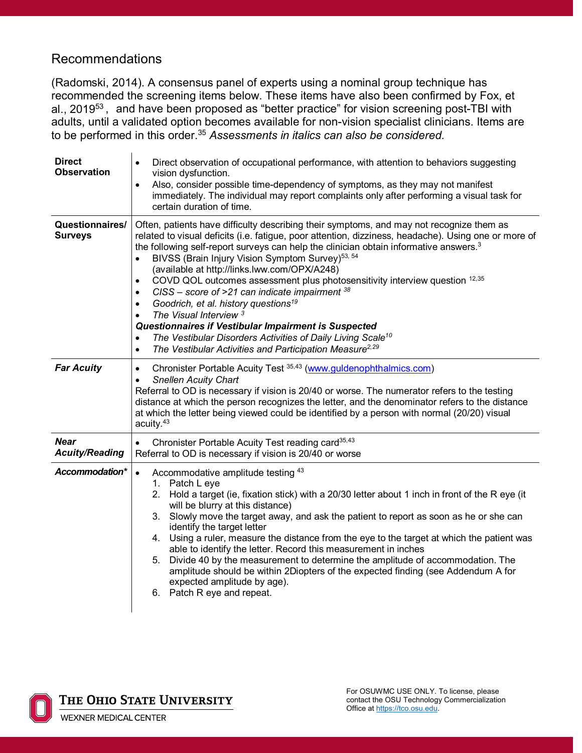## Recommendations

(Radomski, 2014). A consensus panel of experts using a nominal group technique has recommended the screening items below. These items have also been confirmed by Fox, et al., 2019[53], and have been proposed as "better practice" for vision screening post-TBI with adults, until a validated option becomes available for non-vision specialist clinicians. Items are to be performed in this order.[35] *Assessments in italics can also be considered.*

| | |
|---|---|
| **Direct Observation** | • Direct observation of occupational performance, with attention to behaviors suggesting vision dysfunction.<br>• Also, consider possible time-dependency of symptoms, as they may not manifest immediately. The individual may report complaints only after performing a visual task for certain duration of time. |
| **Questionnaires/ Surveys** | Often, patients have difficulty describing their symptoms, and may not recognize them as related to visual deficits (i.e. fatigue, poor attention, dizziness, headache). Using one or more of the following self-report surveys can help the clinician obtain informative answers.[3]<br>• BIVSS (Brain Injury Vision Symptom Survey)[53, 54] (available at http://links.lww.com/OPX/A248)<br>• COVD QOL outcomes assessment plus photosensitivity interview question [12,35]<br>• *CISS – score of >21 can indicate impairment* [38]<br>• *Goodrich, et al. history questions*[19]<br>• *The Visual Interview* [3]<br>***Questionnaires if Vestibular Impairment is Suspected***<br>• *The Vestibular Disorders Activities of Daily Living Scale*[10]<br>• *The Vestibular Activities and Participation Measure*[2,29] |
| ***Far Acuity*** | • Chronister Portable Acuity Test [35,43] (www.guldenophthalmics.com)<br>• *Snellen Acuity Chart*<br>Referral to OD is necessary if vision is 20/40 or worse. The numerator refers to the testing distance at which the person recognizes the letter, and the denominator refers to the distance at which the letter being viewed could be identified by a person with normal (20/20) visual acuity.[43] |
| ***Near Acuity/Reading*** | • Chronister Portable Acuity Test reading card[35,43]<br>Referral to OD is necessary if vision is 20/40 or worse |
| ***Accommodation**** | • Accommodative amplitude testing [43]<br>1. Patch L eye<br>2. Hold a target (ie, fixation stick) with a 20/30 letter about 1 inch in front of the R eye (it will be blurry at this distance)<br>3. Slowly move the target away, and ask the patient to report as soon as he or she can identify the target letter<br>4. Using a ruler, measure the distance from the eye to the target at which the patient was able to identify the letter. Record this measurement in inches<br>5. Divide 40 by the measurement to determine the amplitude of accommodation. The amplitude should be within 2Diopters of the expected finding (see Addendum A for expected amplitude by age).<br>6. Patch R eye and repeat. |

For OSUWMC USE ONLY. To license, please contact the OSU Technology Commercialization Office at https://tco.osu.edu.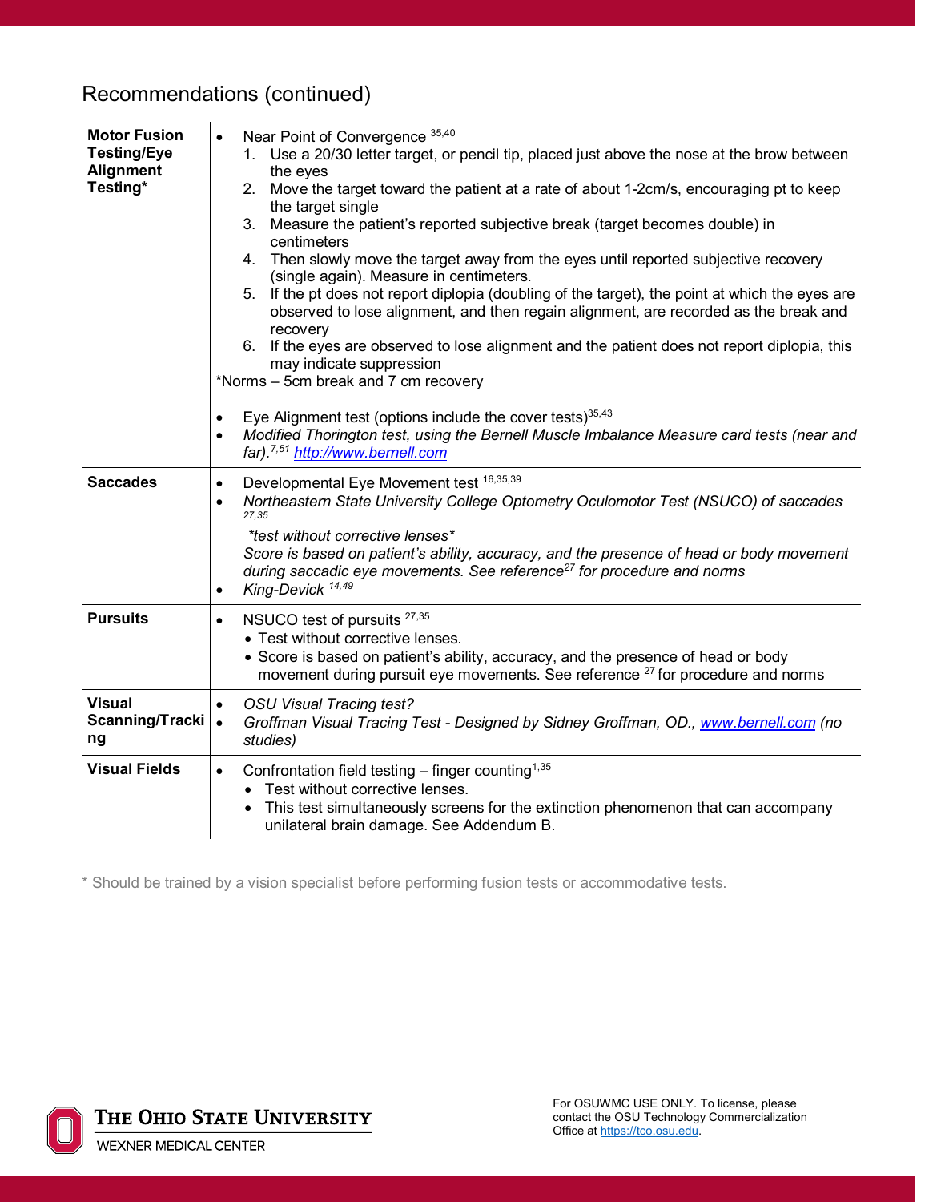## Recommendations (continued)

| | |
|---|---|
| **Motor Fusion Testing/Eye Alignment Testing*** | • Near Point of Convergence [35,40]<br>1. Use a 20/30 letter target, or pencil tip, placed just above the nose at the brow between the eyes<br>2. Move the target toward the patient at a rate of about 1-2cm/s, encouraging pt to keep the target single<br>3. Measure the patient's reported subjective break (target becomes double) in centimeters<br>4. Then slowly move the target away from the eyes until reported subjective recovery (single again). Measure in centimeters.<br>5. If the pt does not report diplopia (doubling of the target), the point at which the eyes are observed to lose alignment, and then regain alignment, are recorded as the break and recovery<br>6. If the eyes are observed to lose alignment and the patient does not report diplopia, this may indicate suppression<br>*Norms – 5cm break and 7 cm recovery<br><br>• Eye Alignment test (options include the cover tests)[35,43]<br>• *Modified Thorington test, using the Bernell Muscle Imbalance Measure card tests (near and far).*[7,51] [http://www.bernell.com](http://www.bernell.com) |
| **Saccades** | • Developmental Eye Movement test [16,35,39]<br>• *Northeastern State University College Optometry Oculomotor Test (NSUCO) of saccades* [27,35]<br>*\*test without corrective lenses\**<br>*Score is based on patient's ability, accuracy, and the presence of head or body movement during saccadic eye movements. See reference*[27] *for procedure and norms*<br>• *King-Devick* [14,49] |
| **Pursuits** | • NSUCO test of pursuits [27,35]<br>• Test without corrective lenses.<br>• Score is based on patient's ability, accuracy, and the presence of head or body movement during pursuit eye movements. See reference [27] for procedure and norms |
| **Visual Scanning/Tracking** | • *OSU Visual Tracing test?*<br>• *Groffman Visual Tracing Test - Designed by Sidney Groffman, OD.,* [www.bernell.com](http://www.bernell.com) *(no studies)* |
| **Visual Fields** | • Confrontation field testing – finger counting[1,35]<br>• Test without corrective lenses.<br>• This test simultaneously screens for the extinction phenomenon that can accompany unilateral brain damage. See Addendum B. |

\* Should be trained by a vision specialist before performing fusion tests or accommodative tests.

For OSUWMC USE ONLY. To license, please contact the OSU Technology Commercialization Office at [https://tco.osu.edu](https://tco.osu.edu).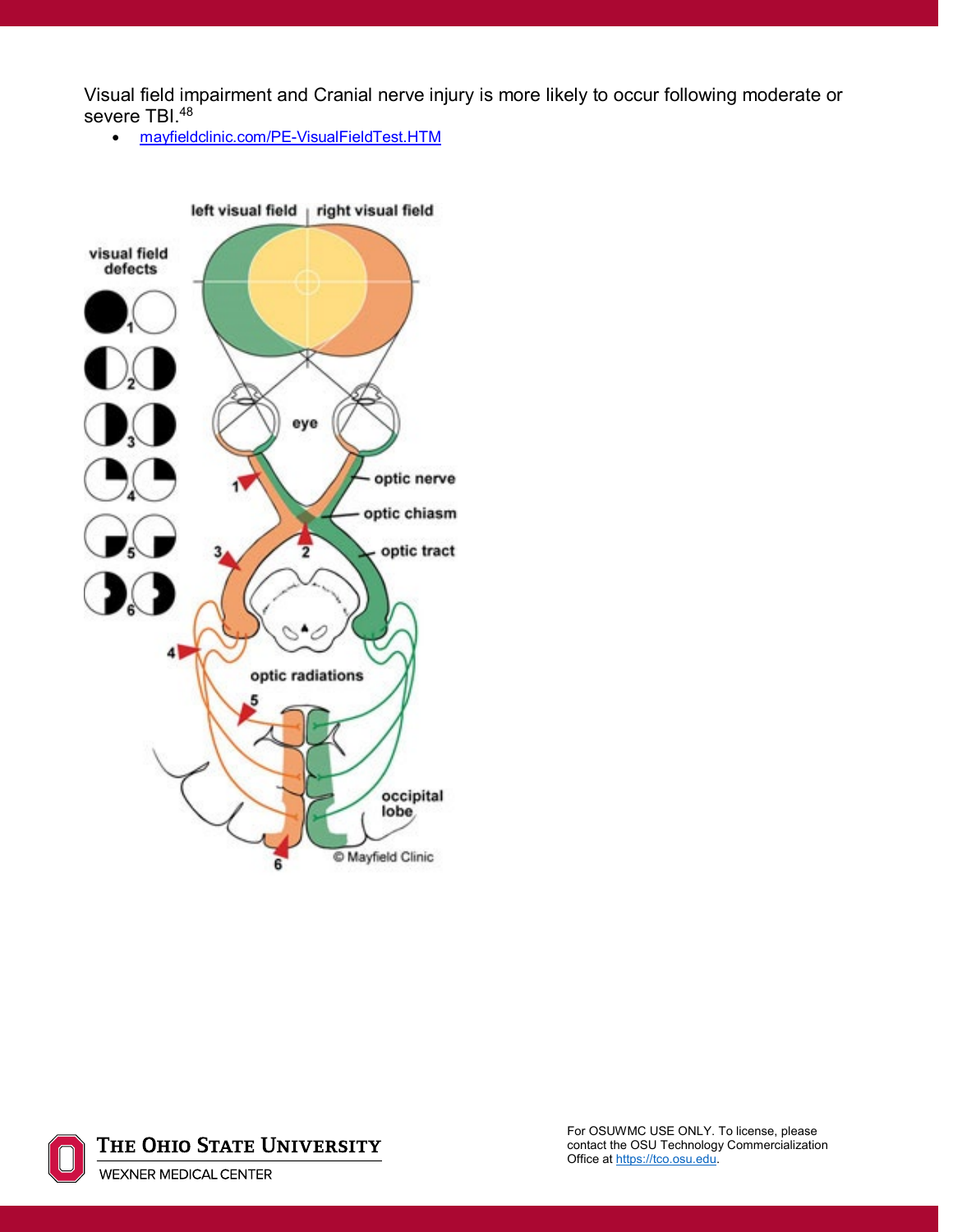Visual field impairment and Cranial nerve injury is more likely to occur following moderate or severe TBI.[48]

- mayfieldclinic.com/PE-VisualFieldTest.HTM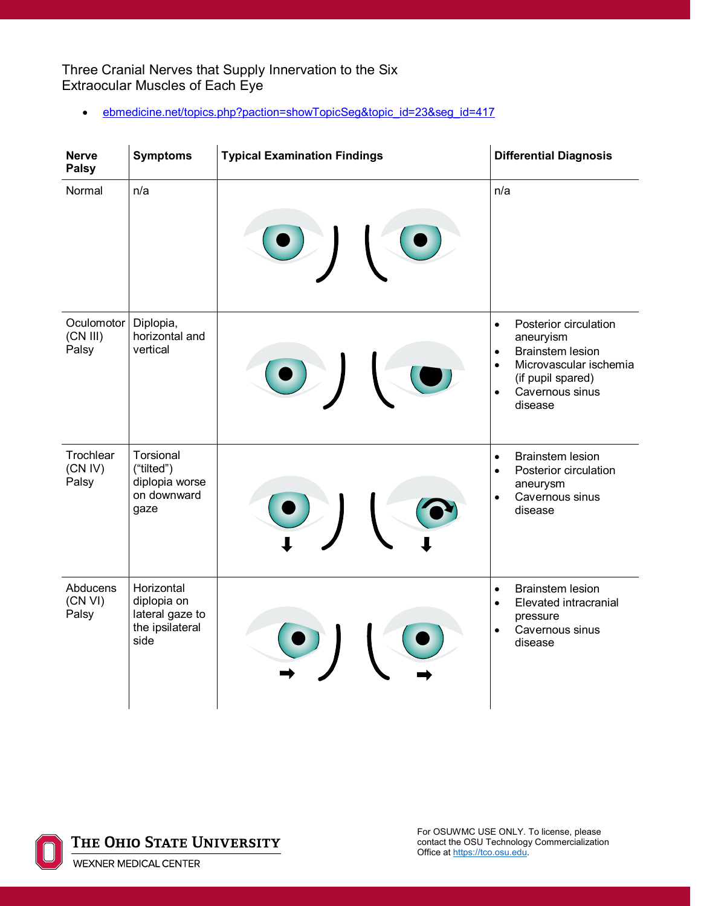Three Cranial Nerves that Supply Innervation to the Six Extraocular Muscles of Each Eye

- ebmedicine.net/topics.php?paction=showTopicSeg&topic_id=23&seg_id=417

| Nerve Palsy | Symptoms | Typical Examination Findings | Differential Diagnosis |
| --- | --- | --- | --- |
| Normal | n/a | | n/a |
| Oculomotor (CN III) Palsy | Diplopia, horizontal and vertical | | • Posterior circulation aneurysm<br>• Brainstem lesion<br>• Microvascular ischemia (if pupil spared)<br>• Cavernous sinus disease |
| Trochlear (CN IV) Palsy | Torsional (“tilted”) diplopia worse on downward gaze | | • Brainstem lesion<br>• Posterior circulation aneurysm<br>• Cavernous sinus disease |
| Abducens (CN VI) Palsy | Horizontal diplopia on lateral gaze to the ipsilateral side | | • Brainstem lesion<br>• Elevated intracranial pressure<br>• Cavernous sinus disease |

For OSUWMC USE ONLY. To license, please contact the OSU Technology Commercialization Office at https://tco.osu.edu.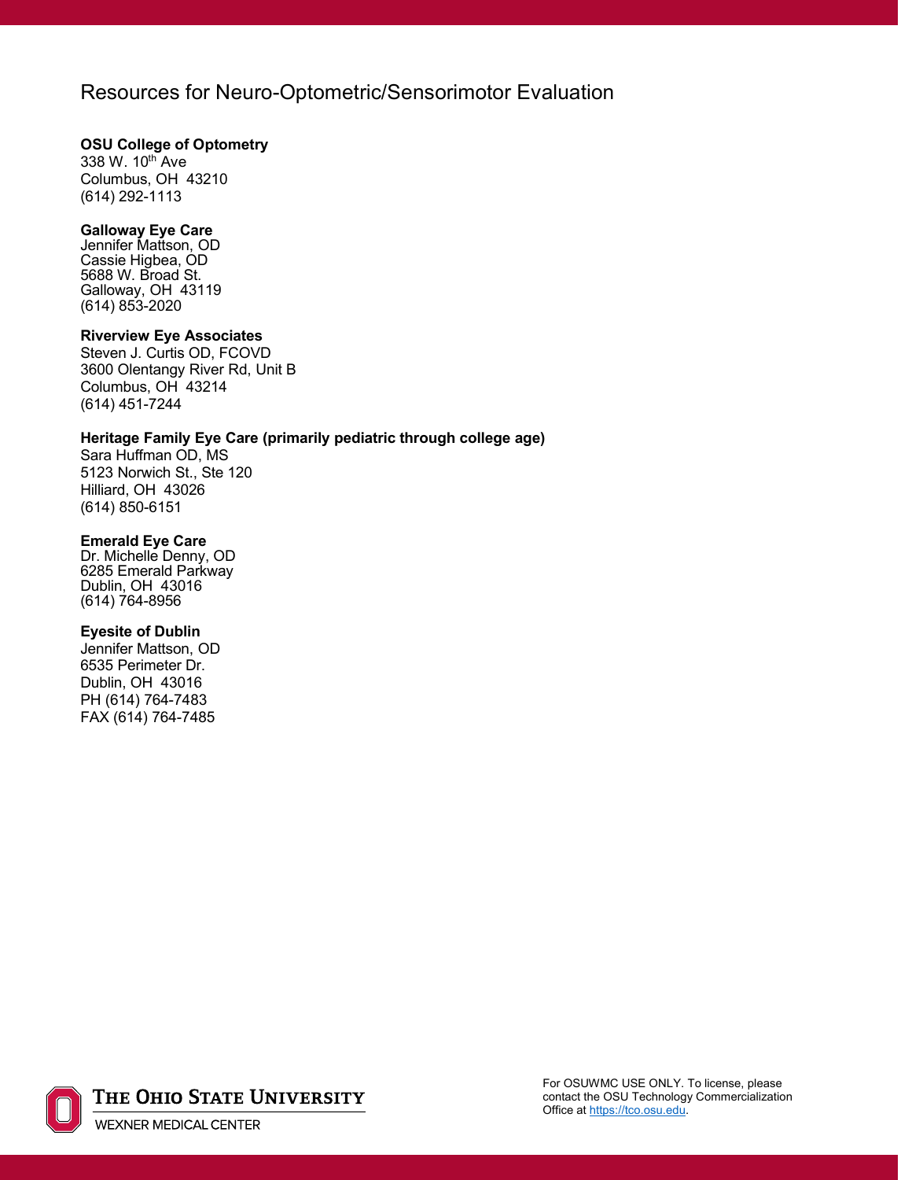# Resources for Neuro-Optometric/Sensorimotor Evaluation

**OSU College of Optometry**
338 W. 10th Ave
Columbus, OH 43210
(614) 292-1113

**Galloway Eye Care**
Jennifer Mattson, OD
Cassie Higbea, OD
5688 W. Broad St.
Galloway, OH 43119
(614) 853-2020

**Riverview Eye Associates**
Steven J. Curtis OD, FCOVD
3600 Olentangy River Rd, Unit B
Columbus, OH 43214
(614) 451-7244

**Heritage Family Eye Care (primarily pediatric through college age)**
Sara Huffman OD, MS
5123 Norwich St., Ste 120
Hilliard, OH 43026
(614) 850-6151

**Emerald Eye Care**
Dr. Michelle Denny, OD
6285 Emerald Parkway
Dublin, OH 43016
(614) 764-8956

**Eyesite of Dublin**
Jennifer Mattson, OD
6535 Perimeter Dr.
Dublin, OH 43016
PH (614) 764-7483
FAX (614) 764-7485

THE OHIO STATE UNIVERSITY
WEXNER MEDICAL CENTER

For OSUWMC USE ONLY. To license, please contact the OSU Technology Commercialization Office at https://tco.osu.edu.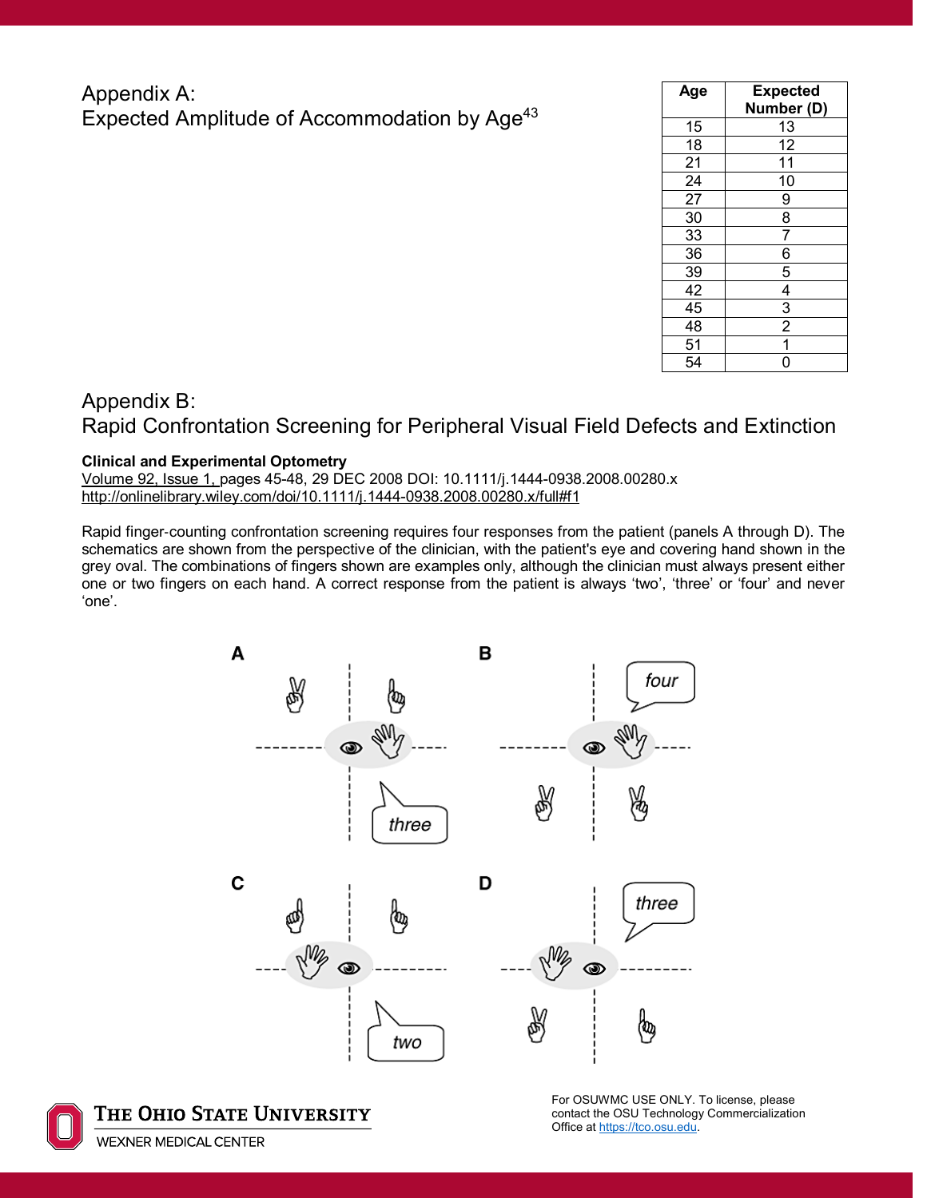## Appendix A:
## Expected Amplitude of Accommodation by Age[43]

| Age | Expected Number (D) |
|---|---|
| 15 | 13 |
| 18 | 12 |
| 21 | 11 |
| 24 | 10 |
| 27 | 9 |
| 30 | 8 |
| 33 | 7 |
| 36 | 6 |
| 39 | 5 |
| 42 | 4 |
| 45 | 3 |
| 48 | 2 |
| 51 | 1 |
| 54 | 0 |

## Appendix B:
## Rapid Confrontation Screening for Peripheral Visual Field Defects and Extinction

**Clinical and Experimental Optometry**
Volume 92, Issue 1, pages 45-48, 29 DEC 2008 DOI: 10.1111/j.1444-0938.2008.00280.x
http://onlinelibrary.wiley.com/doi/10.1111/j.1444-0938.2008.00280.x/full#f1

Rapid finger-counting confrontation screening requires four responses from the patient (panels A through D). The schematics are shown from the perspective of the clinician, with the patient's eye and covering hand shown in the grey oval. The combinations of fingers shown are examples only, although the clinician must always present either one or two fingers on each hand. A correct response from the patient is always 'two', 'three' or 'four' and never 'one'.

For OSUWMC USE ONLY. To license, please contact the OSU Technology Commercialization Office at https://tco.osu.edu.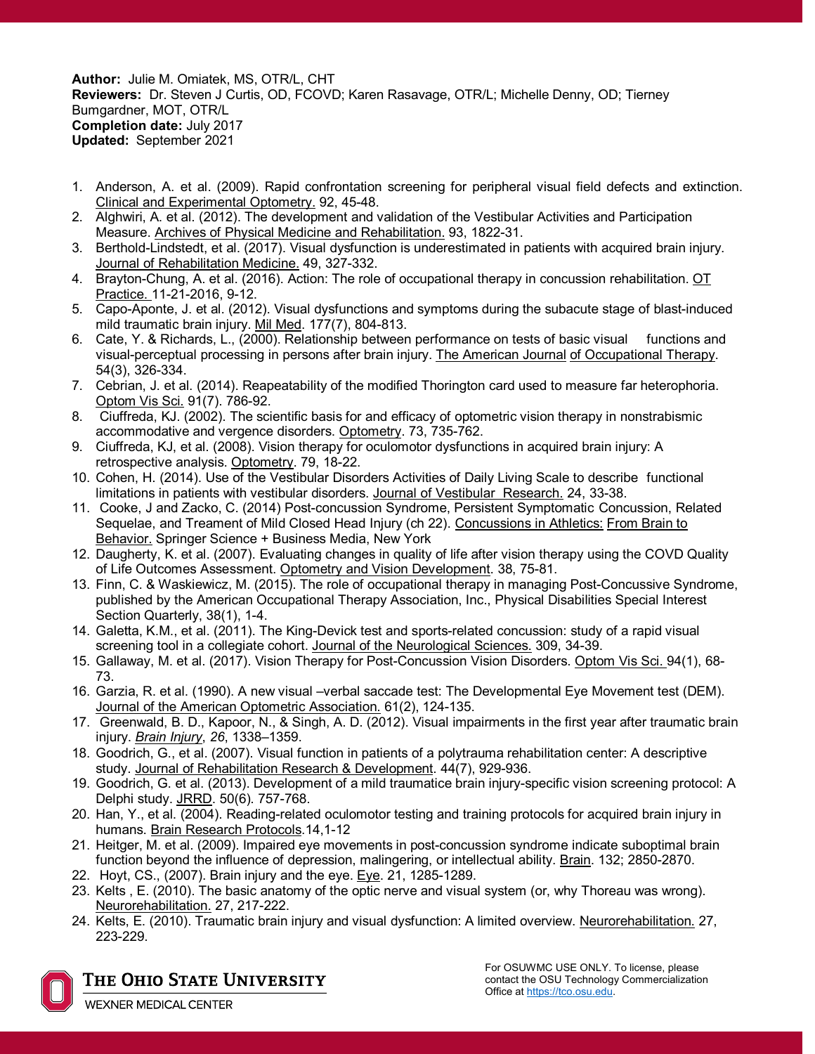**Author:** Julie M. Omiatek, MS, OTR/L, CHT
**Reviewers:** Dr. Steven J Curtis, OD, FCOVD; Karen Rasavage, OTR/L; Michelle Denny, OD; Tierney Bumgardner, MOT, OTR/L
**Completion date:** July 2017
**Updated:** September 2021

1. Anderson, A. et al. (2009). Rapid confrontation screening for peripheral visual field defects and extinction. Clinical and Experimental Optometry. 92, 45-48.
2. Alghwiri, A. et al. (2012). The development and validation of the Vestibular Activities and Participation Measure. Archives of Physical Medicine and Rehabilitation. 93, 1822-31.
3. Berthold-Lindstedt, et al. (2017). Visual dysfunction is underestimated in patients with acquired brain injury. Journal of Rehabilitation Medicine. 49, 327-332.
4. Brayton-Chung, A. et al. (2016). Action: The role of occupational therapy in concussion rehabilitation. OT Practice. 11-21-2016, 9-12.
5. Capo-Aponte, J. et al. (2012). Visual dysfunctions and symptoms during the subacute stage of blast-induced mild traumatic brain injury. Mil Med. 177(7), 804-813.
6. Cate, Y. & Richards, L., (2000). Relationship between performance on tests of basic visual functions and visual-perceptual processing in persons after brain injury. The American Journal of Occupational Therapy. 54(3), 326-334.
7. Cebrian, J. et al. (2014). Reapeatability of the modified Thorington card used to measure far heterophoria. Optom Vis Sci. 91(7). 786-92.
8. Ciuffreda, KJ. (2002). The scientific basis for and efficacy of optometric vision therapy in nonstrabismic accommodative and vergence disorders. Optometry. 73, 735-762.
9. Ciuffreda, KJ, et al. (2008). Vision therapy for oculomotor dysfunctions in acquired brain injury: A retrospective analysis. Optometry. 79, 18-22.
10. Cohen, H. (2014). Use of the Vestibular Disorders Activities of Daily Living Scale to describe functional limitations in patients with vestibular disorders. Journal of Vestibular Research. 24, 33-38.
11. Cooke, J and Zacko, C. (2014) Post-concussion Syndrome, Persistent Symptomatic Concussion, Related Sequelae, and Treament of Mild Closed Head Injury (ch 22). Concussions in Athletics: From Brain to Behavior. Springer Science + Business Media, New York
12. Daugherty, K. et al. (2007). Evaluating changes in quality of life after vision therapy using the COVD Quality of Life Outcomes Assessment. Optometry and Vision Development. 38, 75-81.
13. Finn, C. & Waskiewicz, M. (2015). The role of occupational therapy in managing Post-Concussive Syndrome, published by the American Occupational Therapy Association, Inc., Physical Disabilities Special Interest Section Quarterly, 38(1), 1-4.
14. Galetta, K.M., et al. (2011). The King-Devick test and sports-related concussion: study of a rapid visual screening tool in a collegiate cohort. Journal of the Neurological Sciences. 309, 34-39.
15. Gallaway, M. et al. (2017). Vision Therapy for Post-Concussion Vision Disorders. Optom Vis Sci. 94(1), 68-73.
16. Garzia, R. et al. (1990). A new visual –verbal saccade test: The Developmental Eye Movement test (DEM). Journal of the American Optometric Association. 61(2), 124-135.
17. Greenwald, B. D., Kapoor, N., & Singh, A. D. (2012). Visual impairments in the first year after traumatic brain injury. *Brain Injury*, *26*, 1338–1359.
18. Goodrich, G., et al. (2007). Visual function in patients of a polytrauma rehabilitation center: A descriptive study. Journal of Rehabilitation Research & Development. 44(7), 929-936.
19. Goodrich, G. et al. (2013). Development of a mild traumatice brain injury-specific vision screening protocol: A Delphi study. JRRD. 50(6). 757-768.
20. Han, Y., et al. (2004). Reading-related oculomotor testing and training protocols for acquired brain injury in humans. Brain Research Protocols.14,1-12
21. Heitger, M. et al. (2009). Impaired eye movements in post-concussion syndrome indicate suboptimal brain function beyond the influence of depression, malingering, or intellectual ability. Brain. 132; 2850-2870.
22. Hoyt, CS., (2007). Brain injury and the eye. Eye. 21, 1285-1289.
23. Kelts , E. (2010). The basic anatomy of the optic nerve and visual system (or, why Thoreau was wrong). Neurorehabilitation. 27, 217-222.
24. Kelts, E. (2010). Traumatic brain injury and visual dysfunction: A limited overview. Neurorehabilitation. 27, 223-229.

For OSUWMC USE ONLY. To license, please contact the OSU Technology Commercialization Office at https://tco.osu.edu.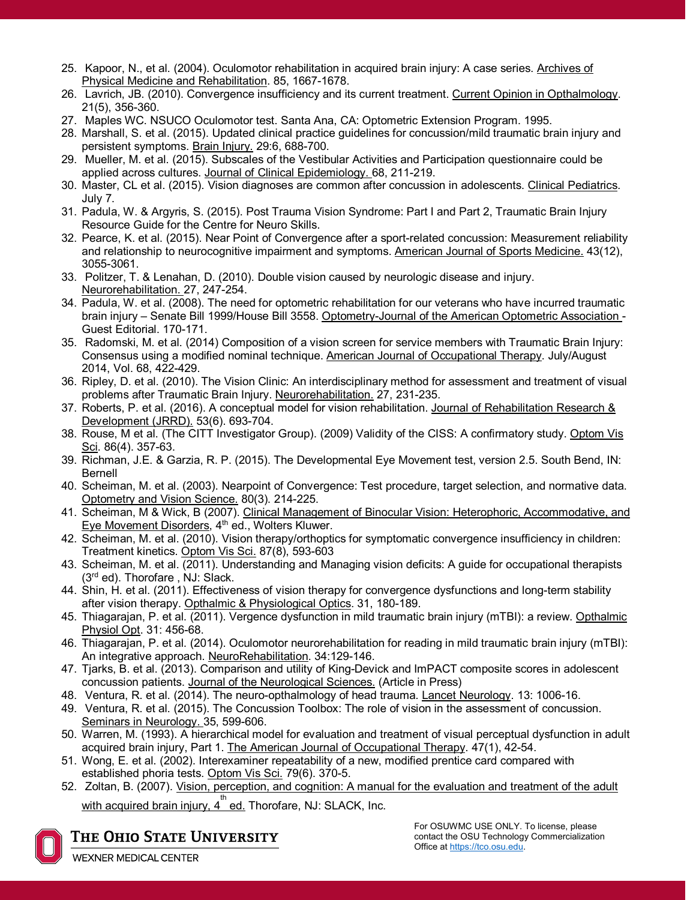25. Kapoor, N., et al. (2004). Oculomotor rehabilitation in acquired brain injury: A case series. Archives of Physical Medicine and Rehabilitation. 85, 1667-1678.
26. Lavrich, JB. (2010). Convergence insufficiency and its current treatment. Current Opinion in Opthalmology. 21(5), 356-360.
27. Maples WC. NSUCO Oculomotor test. Santa Ana, CA: Optometric Extension Program. 1995.
28. Marshall, S. et al. (2015). Updated clinical practice guidelines for concussion/mild traumatic brain injury and persistent symptoms. Brain Injury. 29:6, 688-700.
29. Mueller, M. et al. (2015). Subscales of the Vestibular Activities and Participation questionnaire could be applied across cultures. Journal of Clinical Epidemiology. 68, 211-219.
30. Master, CL et al. (2015). Vision diagnoses are common after concussion in adolescents. Clinical Pediatrics. July 7.
31. Padula, W. & Argyris, S. (2015). Post Trauma Vision Syndrome: Part I and Part 2, Traumatic Brain Injury Resource Guide for the Centre for Neuro Skills.
32. Pearce, K. et al. (2015). Near Point of Convergence after a sport-related concussion: Measurement reliability and relationship to neurocognitive impairment and symptoms. American Journal of Sports Medicine. 43(12), 3055-3061.
33. Politzer, T. & Lenahan, D. (2010). Double vision caused by neurologic disease and injury. Neurorehabilitation. 27, 247-254.
34. Padula, W. et al. (2008). The need for optometric rehabilitation for our veterans who have incurred traumatic brain injury – Senate Bill 1999/House Bill 3558. Optometry-Journal of the American Optometric Association - Guest Editorial. 170-171.
35. Radomski, M. et al. (2014) Composition of a vision screen for service members with Traumatic Brain Injury: Consensus using a modified nominal technique. American Journal of Occupational Therapy. July/August 2014, Vol. 68, 422-429.
36. Ripley, D. et al. (2010). The Vision Clinic: An interdisciplinary method for assessment and treatment of visual problems after Traumatic Brain Injury. Neurorehabilitation. 27, 231-235.
37. Roberts, P. et al. (2016). A conceptual model for vision rehabilitation. Journal of Rehabilitation Research & Development (JRRD). 53(6). 693-704.
38. Rouse, M et al. (The CITT Investigator Group). (2009) Validity of the CISS: A confirmatory study. Optom Vis Sci. 86(4). 357-63.
39. Richman, J.E. & Garzia, R. P. (2015). The Developmental Eye Movement test, version 2.5. South Bend, IN: Bernell
40. Scheiman, M. et al. (2003). Nearpoint of Convergence: Test procedure, target selection, and normative data. Optometry and Vision Science. 80(3). 214-225.
41. Scheiman, M & Wick, B (2007). Clinical Management of Binocular Vision: Heterophoric, Accommodative, and Eye Movement Disorders, 4th ed., Wolters Kluwer.
42. Scheiman, M. et al. (2010). Vision therapy/orthoptics for symptomatic convergence insufficiency in children: Treatment kinetics. Optom Vis Sci. 87(8), 593-603
43. Scheiman, M. et al. (2011). Understanding and Managing vision deficits: A guide for occupational therapists (3rd ed). Thorofare , NJ: Slack.
44. Shin, H. et al. (2011). Effectiveness of vision therapy for convergence dysfunctions and long-term stability after vision therapy. Opthalmic & Physiological Optics. 31, 180-189.
45. Thiagarajan, P. et al. (2011). Vergence dysfunction in mild traumatic brain injury (mTBI): a review. Opthalmic Physiol Opt. 31: 456-68.
46. Thiagarajan, P. et al. (2014). Oculomotor neurorehabilitation for reading in mild traumatic brain injury (mTBI): An integrative approach. NeuroRehabilitation. 34:129-146.
47. Tjarks, B. et al. (2013). Comparison and utility of King-Devick and ImPACT composite scores in adolescent concussion patients. Journal of the Neurological Sciences. (Article in Press)
48. Ventura, R. et al. (2014). The neuro-opthalmology of head trauma. Lancet Neurology. 13: 1006-16.
49. Ventura, R. et al. (2015). The Concussion Toolbox: The role of vision in the assessment of concussion. Seminars in Neurology. 35, 599-606.
50. Warren, M. (1993). A hierarchical model for evaluation and treatment of visual perceptual dysfunction in adult acquired brain injury, Part 1. The American Journal of Occupational Therapy. 47(1), 42-54.
51. Wong, E. et al. (2002). Interexaminer repeatability of a new, modified prentice card compared with established phoria tests. Optom Vis Sci. 79(6). 370-5.
52. Zoltan, B. (2007). Vision, perception, and cognition: A manual for the evaluation and treatment of the adult with acquired brain injury, 4th ed. Thorofare, NJ: SLACK, Inc.

The Ohio State University
Wexner Medical Center

For OSUWMC USE ONLY. To license, please contact the OSU Technology Commercialization Office at https://tco.osu.edu.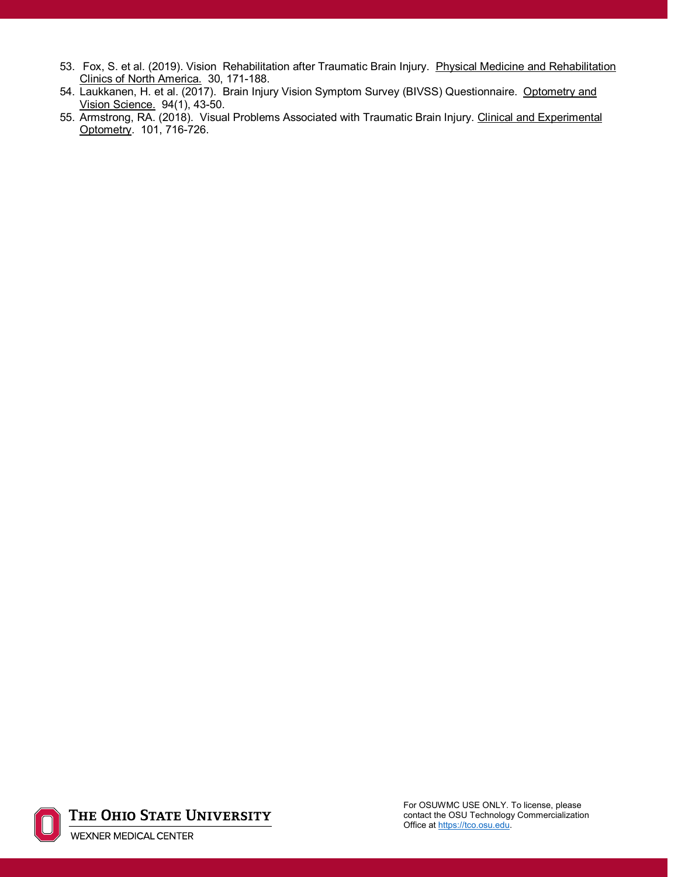53. Fox, S. et al. (2019). Vision Rehabilitation after Traumatic Brain Injury. Physical Medicine and Rehabilitation Clinics of North America. 30, 171-188.
54. Laukkanen, H. et al. (2017). Brain Injury Vision Symptom Survey (BIVSS) Questionnaire. Optometry and Vision Science. 94(1), 43-50.
55. Armstrong, RA. (2018). Visual Problems Associated with Traumatic Brain Injury. Clinical and Experimental Optometry. 101, 716-726.

For OSUWMC USE ONLY. To license, please contact the OSU Technology Commercialization Office at https://tco.osu.edu.